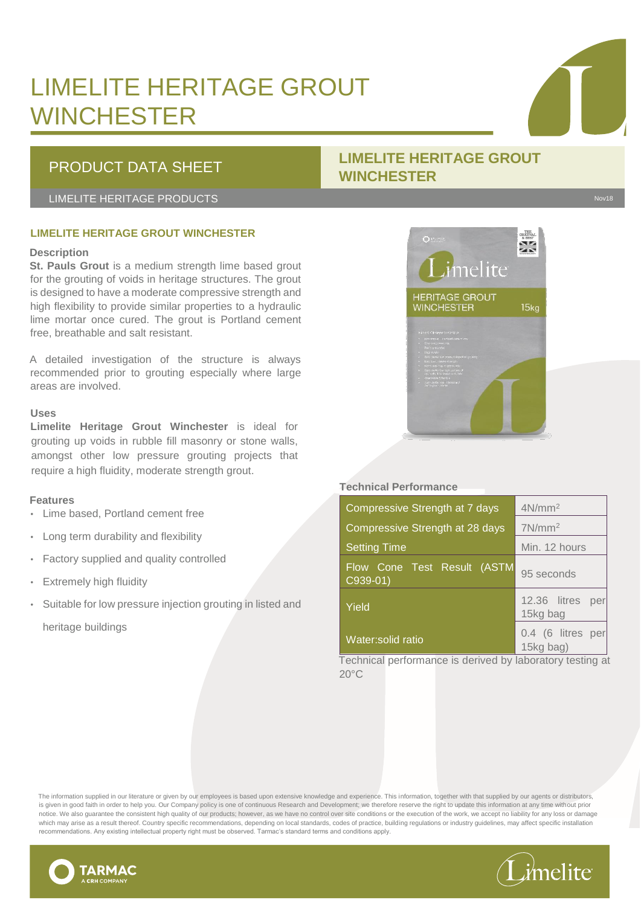# LIMELITE HERITAGE GROUT WINCHESTER

## PRODUCT DATA SHEET

LIMELITE HERITAGE PRODUCTS

## LIMELITE HERITAGE GROUT WINCHESTER

Nov18

### LIMELITE HERITAGE GROUT WINCHESTER

**Description**

**St. Pauls Grout** is a medium strength lime based grout for the grouting of voids in heritage structures. The grout is designed to have a moderate compressive strength and high flexibility to provide similar properties to a hydraulic lime mortar once cured. The grout is Portland cement free, breathable and salt resistant.

A detailed investigation of the structure is always recommended prior to grouting especially where large areas are involved.

**Uses**

**Limelite Heritage Grout Winchester** is ideal for grouting up voids in rubble fill masonry or stone walls, amongst other low pressure grouting projects that require a high fluidity, moderate strength grout.

**Features**

- Lime based, Portland cement free
- Long term durability and flexibility
- Factory supplied and quality controlled
- Extremely high fluidity
- Suitable for low pressure injection grouting in listed and heritage buildings

**Technical Performance**

| Property | Value |
|---|---|
| Compressive Strength at 7 days | 4N/mm$^2$ |
| Compressive Strength at 28 days | 7N/mm$^2$ |
| Setting Time | Min. 12 hours |
| Flow Cone Test Result (ASTM C939-01) | 95 seconds |
| Yield | 12.36 litres per 15kg bag |
| Water:solid ratio | 0.4 (6 litres per 15kg bag) |

Technical performance is derived by laboratory testing at 20°C

The information supplied in our literature or given by our employees is based upon extensive knowledge and experience. This information, together with that supplied by our agents or distributors, is given in good faith in order to help you. Our Company policy is one of continuous Research and Development; we therefore reserve the right to update this information at any time without prior notice. We also guarantee the consistent high quality of our products; however, as we have no control over site conditions or the execution of the work, we accept no liability for any loss or damage which may arise as a result thereof. Country specific recommendations, depending on local standards, codes of practice, building regulations or industry guidelines, may affect specific installation recommendations. Any existing intellectual property right must be observed. Tarmac's standard terms and conditions apply.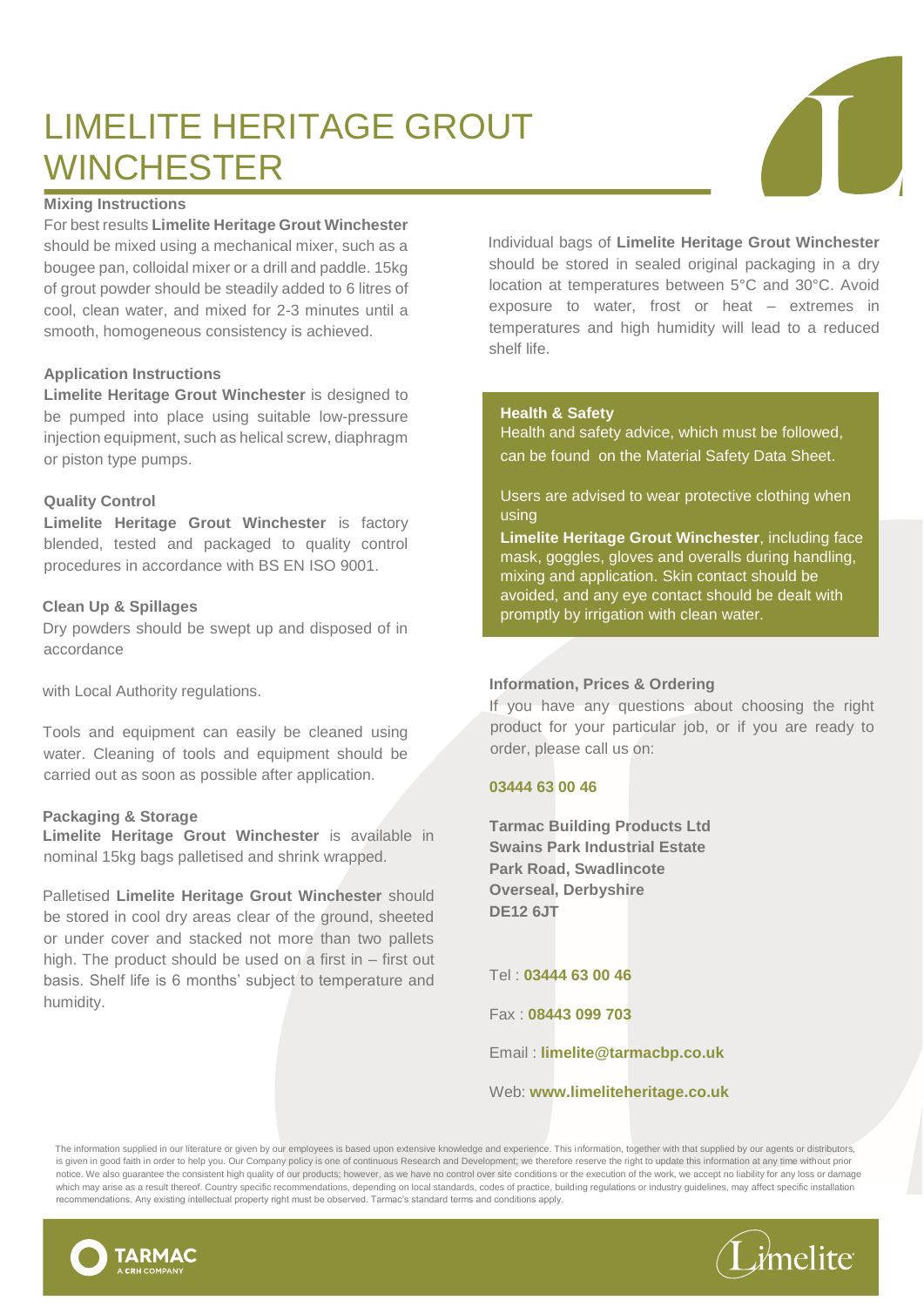# LIMELITE HERITAGE GROUT WINCHESTER

### Mixing Instructions

For best results **Limelite Heritage Grout Winchester** should be mixed using a mechanical mixer, such as a bougee pan, colloidal mixer or a drill and paddle. 15kg of grout powder should be steadily added to 6 litres of cool, clean water, and mixed for 2-3 minutes until a smooth, homogeneous consistency is achieved.

### Application Instructions

**Limelite Heritage Grout Winchester** is designed to be pumped into place using suitable low-pressure injection equipment, such as helical screw, diaphragm or piston type pumps.

### Quality Control

**Limelite Heritage Grout Winchester** is factory blended, tested and packaged to quality control procedures in accordance with BS EN ISO 9001.

### Clean Up & Spillages

Dry powders should be swept up and disposed of in accordance

with Local Authority regulations.

Tools and equipment can easily be cleaned using water. Cleaning of tools and equipment should be carried out as soon as possible after application.

### Packaging & Storage

**Limelite Heritage Grout Winchester** is available in nominal 15kg bags palletised and shrink wrapped.

Palletised **Limelite Heritage Grout Winchester** should be stored in cool dry areas clear of the ground, sheeted or under cover and stacked not more than two pallets high. The product should be used on a first in – first out basis. Shelf life is 6 months' subject to temperature and humidity.

Individual bags of **Limelite Heritage Grout Winchester** should be stored in sealed original packaging in a dry location at temperatures between 5°C and 30°C. Avoid exposure to water, frost or heat – extremes in temperatures and high humidity will lead to a reduced shelf life.

### Health & Safety

Health and safety advice, which must be followed, can be found on the Material Safety Data Sheet.

Users are advised to wear protective clothing when using **Limelite Heritage Grout Winchester**, including face mask, goggles, gloves and overalls during handling, mixing and application. Skin contact should be avoided, and any eye contact should be dealt with promptly by irrigation with clean water.

### Information, Prices & Ordering

If you have any questions about choosing the right product for your particular job, or if you are ready to order, please call us on:

**03444 63 00 46**

**Tarmac Building Products Ltd**
**Swains Park Industrial Estate**
**Park Road, Swadlincote**
**Overseal, Derbyshire**
**DE12 6JT**

Tel : **03444 63 00 46**

Fax : **08443 099 703**

Email : **limelite@tarmacbp.co.uk**

Web: **www.limeliteheritage.co.uk**

The information supplied in our literature or given by our employees is based upon extensive knowledge and experience. This information, together with that supplied by our agents or distributors, is given in good faith in order to help you. Our Company policy is one of continuous Research and Development; we therefore reserve the right to update this information at any time without prior notice. We also guarantee the consistent high quality of our products; however, as we have no control over site conditions or the execution of the work, we accept no liability for any loss or damage which may arise as a result thereof. Country specific recommendations, depending on local standards, codes of practice, building regulations or industry guidelines, may affect specific installation recommendations. Any existing intellectual property right must be observed. Tarmac's standard terms and conditions apply.

TARMAC
A CRH COMPANY

Limelite